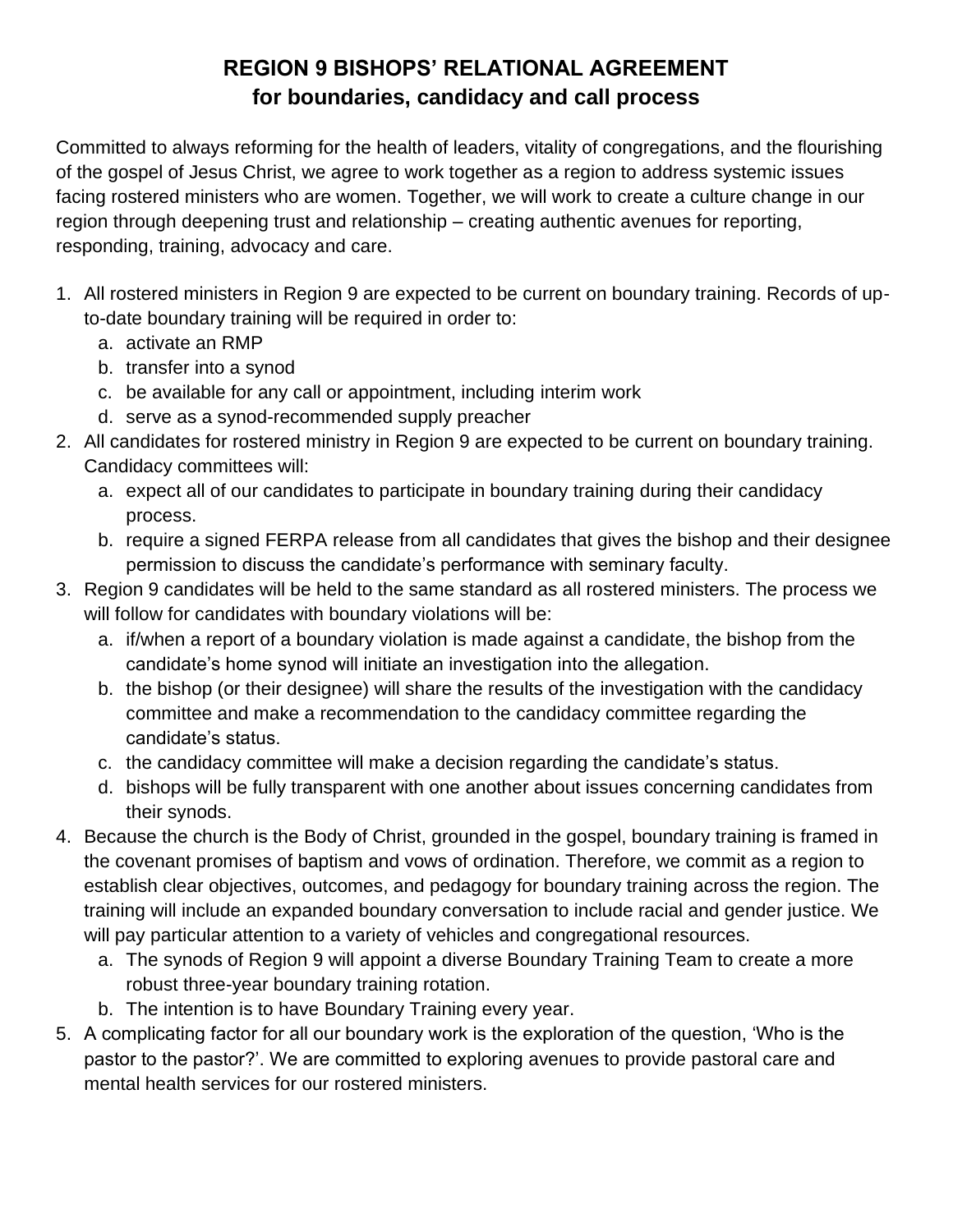# REGION 9 BISHOPS' RELATIONAL AGREEMENT
## for boundaries, candidacy and call process

Committed to always reforming for the health of leaders, vitality of congregations, and the flourishing of the gospel of Jesus Christ, we agree to work together as a region to address systemic issues facing rostered ministers who are women. Together, we will work to create a culture change in our region through deepening trust and relationship – creating authentic avenues for reporting, responding, training, advocacy and care.

1. All rostered ministers in Region 9 are expected to be current on boundary training. Records of up-to-date boundary training will be required in order to:
   a. activate an RMP
   b. transfer into a synod
   c. be available for any call or appointment, including interim work
   d. serve as a synod-recommended supply preacher
2. All candidates for rostered ministry in Region 9 are expected to be current on boundary training. Candidacy committees will:
   a. expect all of our candidates to participate in boundary training during their candidacy process.
   b. require a signed FERPA release from all candidates that gives the bishop and their designee permission to discuss the candidate's performance with seminary faculty.
3. Region 9 candidates will be held to the same standard as all rostered ministers. The process we will follow for candidates with boundary violations will be:
   a. if/when a report of a boundary violation is made against a candidate, the bishop from the candidate's home synod will initiate an investigation into the allegation.
   b. the bishop (or their designee) will share the results of the investigation with the candidacy committee and make a recommendation to the candidacy committee regarding the candidate's status.
   c. the candidacy committee will make a decision regarding the candidate's status.
   d. bishops will be fully transparent with one another about issues concerning candidates from their synods.
4. Because the church is the Body of Christ, grounded in the gospel, boundary training is framed in the covenant promises of baptism and vows of ordination. Therefore, we commit as a region to establish clear objectives, outcomes, and pedagogy for boundary training across the region. The training will include an expanded boundary conversation to include racial and gender justice. We will pay particular attention to a variety of vehicles and congregational resources.
   a. The synods of Region 9 will appoint a diverse Boundary Training Team to create a more robust three-year boundary training rotation.
   b. The intention is to have Boundary Training every year.
5. A complicating factor for all our boundary work is the exploration of the question, 'Who is the pastor to the pastor?'. We are committed to exploring avenues to provide pastoral care and mental health services for our rostered ministers.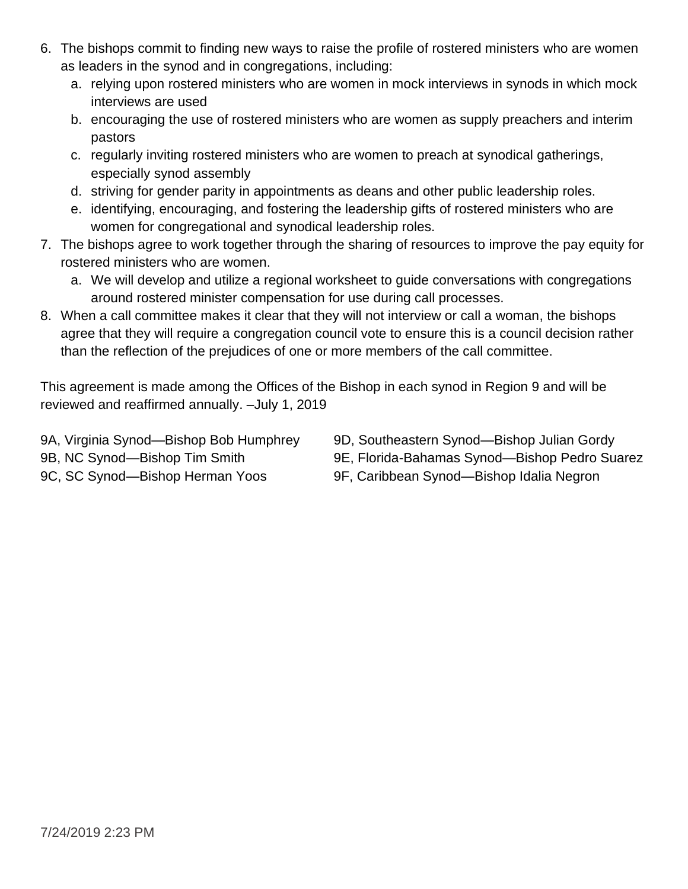6. The bishops commit to finding new ways to raise the profile of rostered ministers who are women as leaders in the synod and in congregations, including:
   a. relying upon rostered ministers who are women in mock interviews in synods in which mock interviews are used
   b. encouraging the use of rostered ministers who are women as supply preachers and interim pastors
   c. regularly inviting rostered ministers who are women to preach at synodical gatherings, especially synod assembly
   d. striving for gender parity in appointments as deans and other public leadership roles.
   e. identifying, encouraging, and fostering the leadership gifts of rostered ministers who are women for congregational and synodical leadership roles.
7. The bishops agree to work together through the sharing of resources to improve the pay equity for rostered ministers who are women.
   a. We will develop and utilize a regional worksheet to guide conversations with congregations around rostered minister compensation for use during call processes.
8. When a call committee makes it clear that they will not interview or call a woman, the bishops agree that they will require a congregation council vote to ensure this is a council decision rather than the reflection of the prejudices of one or more members of the call committee.

This agreement is made among the Offices of the Bishop in each synod in Region 9 and will be reviewed and reaffirmed annually. –July 1, 2019

9A, Virginia Synod—Bishop Bob Humphrey
9B, NC Synod—Bishop Tim Smith
9C, SC Synod—Bishop Herman Yoos
9D, Southeastern Synod—Bishop Julian Gordy
9E, Florida-Bahamas Synod—Bishop Pedro Suarez
9F, Caribbean Synod—Bishop Idalia Negron

7/24/2019 2:23 PM